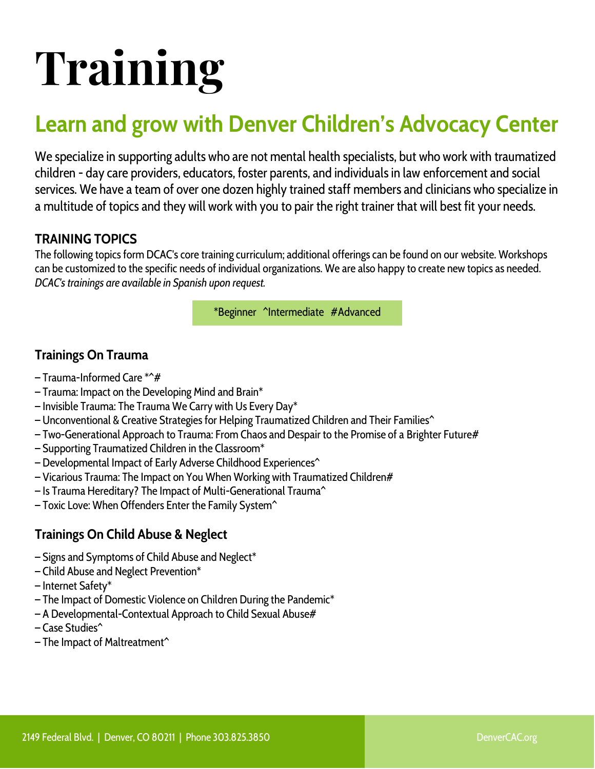# Training

## Learn and grow with Denver Children's Advocacy Center

We specialize in supporting adults who are not mental health specialists, but who work with traumatized children - day care providers, educators, foster parents, and individuals in law enforcement and social services. We have a team of over one dozen highly trained staff members and clinicians who specialize in a multitude of topics and they will work with you to pair the right trainer that will best fit your needs.

### TRAINING TOPICS

The following topics form DCAC's core training curriculum; additional offerings can be found on our website. Workshops can be customized to the specific needs of individual organizations. We are also happy to create new topics as needed. *DCAC's trainings are available in Spanish upon request.*

*Beginner ^Intermediate #Advanced

### Trainings On Trauma

– Trauma-Informed Care *^#
– Trauma: Impact on the Developing Mind and Brain*
– Invisible Trauma: The Trauma We Carry with Us Every Day*
– Unconventional & Creative Strategies for Helping Traumatized Children and Their Families^
– Two-Generational Approach to Trauma: From Chaos and Despair to the Promise of a Brighter Future#
– Supporting Traumatized Children in the Classroom*
– Developmental Impact of Early Adverse Childhood Experiences^
– Vicarious Trauma: The Impact on You When Working with Traumatized Children#
– Is Trauma Hereditary? The Impact of Multi-Generational Trauma^
– Toxic Love: When Offenders Enter the Family System^

### Trainings On Child Abuse & Neglect

– Signs and Symptoms of Child Abuse and Neglect*
– Child Abuse and Neglect Prevention*
– Internet Safety*
– The Impact of Domestic Violence on Children During the Pandemic*
– A Developmental-Contextual Approach to Child Sexual Abuse#
– Case Studies^
– The Impact of Maltreatment^

2149 Federal Blvd. | Denver, CO 80211 | Phone 303.825.3850

DenverCAC.org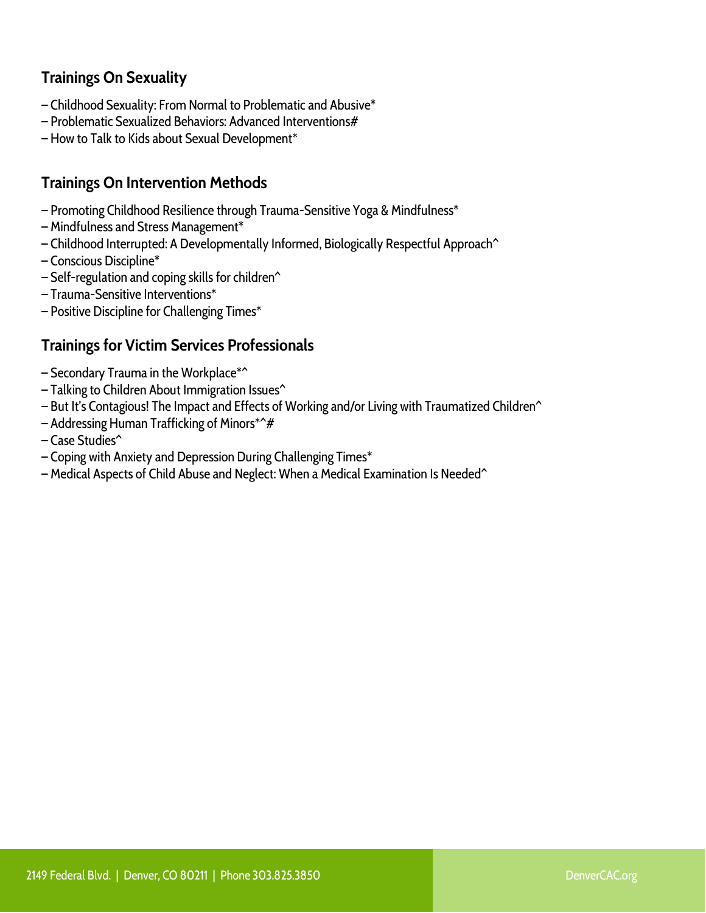## Trainings On Sexuality

– Childhood Sexuality: From Normal to Problematic and Abusive*
– Problematic Sexualized Behaviors: Advanced Interventions#
– How to Talk to Kids about Sexual Development*

## Trainings On Intervention Methods

– Promoting Childhood Resilience through Trauma-Sensitive Yoga & Mindfulness*
– Mindfulness and Stress Management*
– Childhood Interrupted: A Developmentally Informed, Biologically Respectful Approach^
– Conscious Discipline*
– Self-regulation and coping skills for children^
– Trauma-Sensitive Interventions*
– Positive Discipline for Challenging Times*

## Trainings for Victim Services Professionals

– Secondary Trauma in the Workplace*^
– Talking to Children About Immigration Issues^
– But It's Contagious! The Impact and Effects of Working and/or Living with Traumatized Children^
– Addressing Human Trafficking of Minors*^#
– Case Studies^
– Coping with Anxiety and Depression During Challenging Times*
– Medical Aspects of Child Abuse and Neglect: When a Medical Examination Is Needed^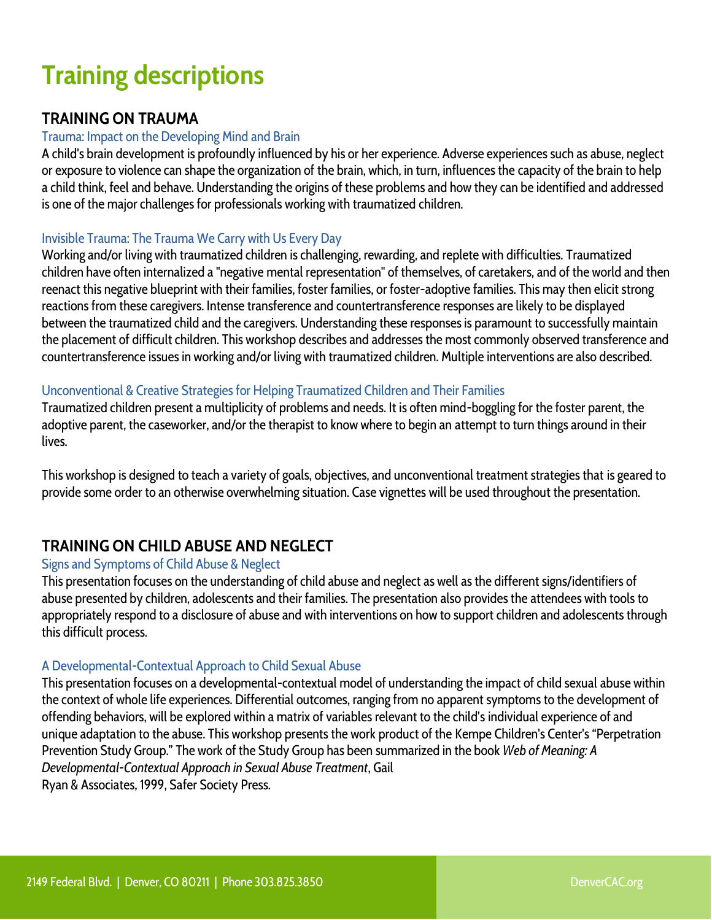# Training descriptions

## TRAINING ON TRAUMA

### Trauma: Impact on the Developing Mind and Brain

A child's brain development is profoundly influenced by his or her experience. Adverse experiences such as abuse, neglect or exposure to violence can shape the organization of the brain, which, in turn, influences the capacity of the brain to help a child think, feel and behave. Understanding the origins of these problems and how they can be identified and addressed is one of the major challenges for professionals working with traumatized children.

### Invisible Trauma: The Trauma We Carry with Us Every Day

Working and/or living with traumatized children is challenging, rewarding, and replete with difficulties. Traumatized children have often internalized a "negative mental representation" of themselves, of caretakers, and of the world and then reenact this negative blueprint with their families, foster families, or foster-adoptive families. This may then elicit strong reactions from these caregivers. Intense transference and countertransference responses are likely to be displayed between the traumatized child and the caregivers. Understanding these responses is paramount to successfully maintain the placement of difficult children. This workshop describes and addresses the most commonly observed transference and countertransference issues in working and/or living with traumatized children. Multiple interventions are also described.

### Unconventional & Creative Strategies for Helping Traumatized Children and Their Families

Traumatized children present a multiplicity of problems and needs. It is often mind-boggling for the foster parent, the adoptive parent, the caseworker, and/or the therapist to know where to begin an attempt to turn things around in their lives.

This workshop is designed to teach a variety of goals, objectives, and unconventional treatment strategies that is geared to provide some order to an otherwise overwhelming situation. Case vignettes will be used throughout the presentation.

## TRAINING ON CHILD ABUSE AND NEGLECT

### Signs and Symptoms of Child Abuse & Neglect

This presentation focuses on the understanding of child abuse and neglect as well as the different signs/identifiers of abuse presented by children, adolescents and their families. The presentation also provides the attendees with tools to appropriately respond to a disclosure of abuse and with interventions on how to support children and adolescents through this difficult process.

### A Developmental-Contextual Approach to Child Sexual Abuse

This presentation focuses on a developmental-contextual model of understanding the impact of child sexual abuse within the context of whole life experiences. Differential outcomes, ranging from no apparent symptoms to the development of offending behaviors, will be explored within a matrix of variables relevant to the child's individual experience of and unique adaptation to the abuse. This workshop presents the work product of the Kempe Children's Center's "Perpetration Prevention Study Group." The work of the Study Group has been summarized in the book *Web of Meaning: A Developmental-Contextual Approach in Sexual Abuse Treatment*, Gail Ryan & Associates, 1999, Safer Society Press.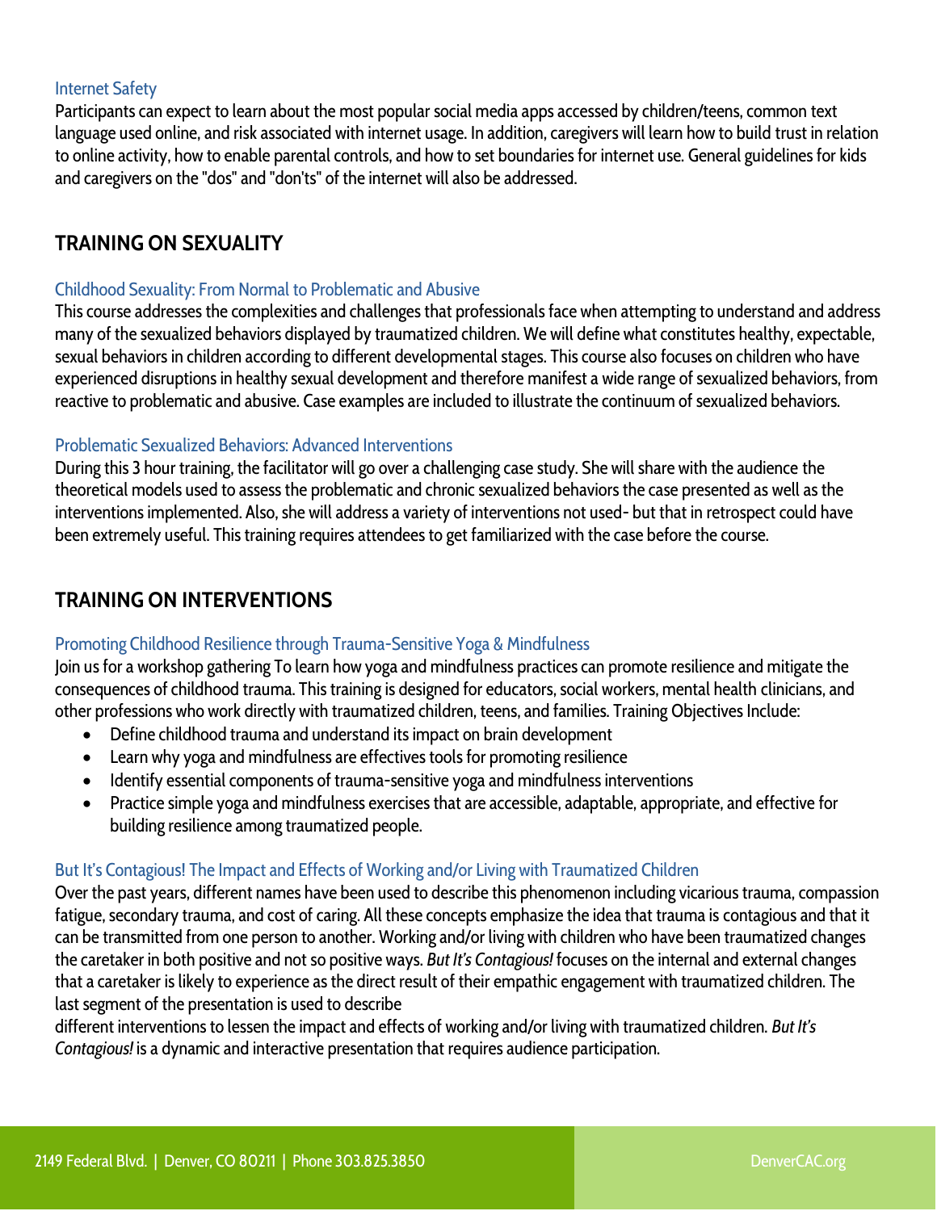### Internet Safety

Participants can expect to learn about the most popular social media apps accessed by children/teens, common text language used online, and risk associated with internet usage. In addition, caregivers will learn how to build trust in relation to online activity, how to enable parental controls, and how to set boundaries for internet use. General guidelines for kids and caregivers on the "dos" and "don'ts" of the internet will also be addressed.

## TRAINING ON SEXUALITY

### Childhood Sexuality: From Normal to Problematic and Abusive

This course addresses the complexities and challenges that professionals face when attempting to understand and address many of the sexualized behaviors displayed by traumatized children. We will define what constitutes healthy, expectable, sexual behaviors in children according to different developmental stages. This course also focuses on children who have experienced disruptions in healthy sexual development and therefore manifest a wide range of sexualized behaviors, from reactive to problematic and abusive. Case examples are included to illustrate the continuum of sexualized behaviors.

### Problematic Sexualized Behaviors: Advanced Interventions

During this 3 hour training, the facilitator will go over a challenging case study. She will share with the audience the theoretical models used to assess the problematic and chronic sexualized behaviors the case presented as well as the interventions implemented. Also, she will address a variety of interventions not used- but that in retrospect could have been extremely useful. This training requires attendees to get familiarized with the case before the course.

## TRAINING ON INTERVENTIONS

### Promoting Childhood Resilience through Trauma-Sensitive Yoga & Mindfulness

Join us for a workshop gathering To learn how yoga and mindfulness practices can promote resilience and mitigate the consequences of childhood trauma. This training is designed for educators, social workers, mental health clinicians, and other professions who work directly with traumatized children, teens, and families. Training Objectives Include:

- Define childhood trauma and understand its impact on brain development
- Learn why yoga and mindfulness are effectives tools for promoting resilience
- Identify essential components of trauma-sensitive yoga and mindfulness interventions
- Practice simple yoga and mindfulness exercises that are accessible, adaptable, appropriate, and effective for building resilience among traumatized people.

### But It's Contagious! The Impact and Effects of Working and/or Living with Traumatized Children

Over the past years, different names have been used to describe this phenomenon including vicarious trauma, compassion fatigue, secondary trauma, and cost of caring. All these concepts emphasize the idea that trauma is contagious and that it can be transmitted from one person to another. Working and/or living with children who have been traumatized changes the caretaker in both positive and not so positive ways. *But It's Contagious!* focuses on the internal and external changes that a caretaker is likely to experience as the direct result of their empathic engagement with traumatized children. The last segment of the presentation is used to describe different interventions to lessen the impact and effects of working and/or living with traumatized children. *But It's Contagious!* is a dynamic and interactive presentation that requires audience participation.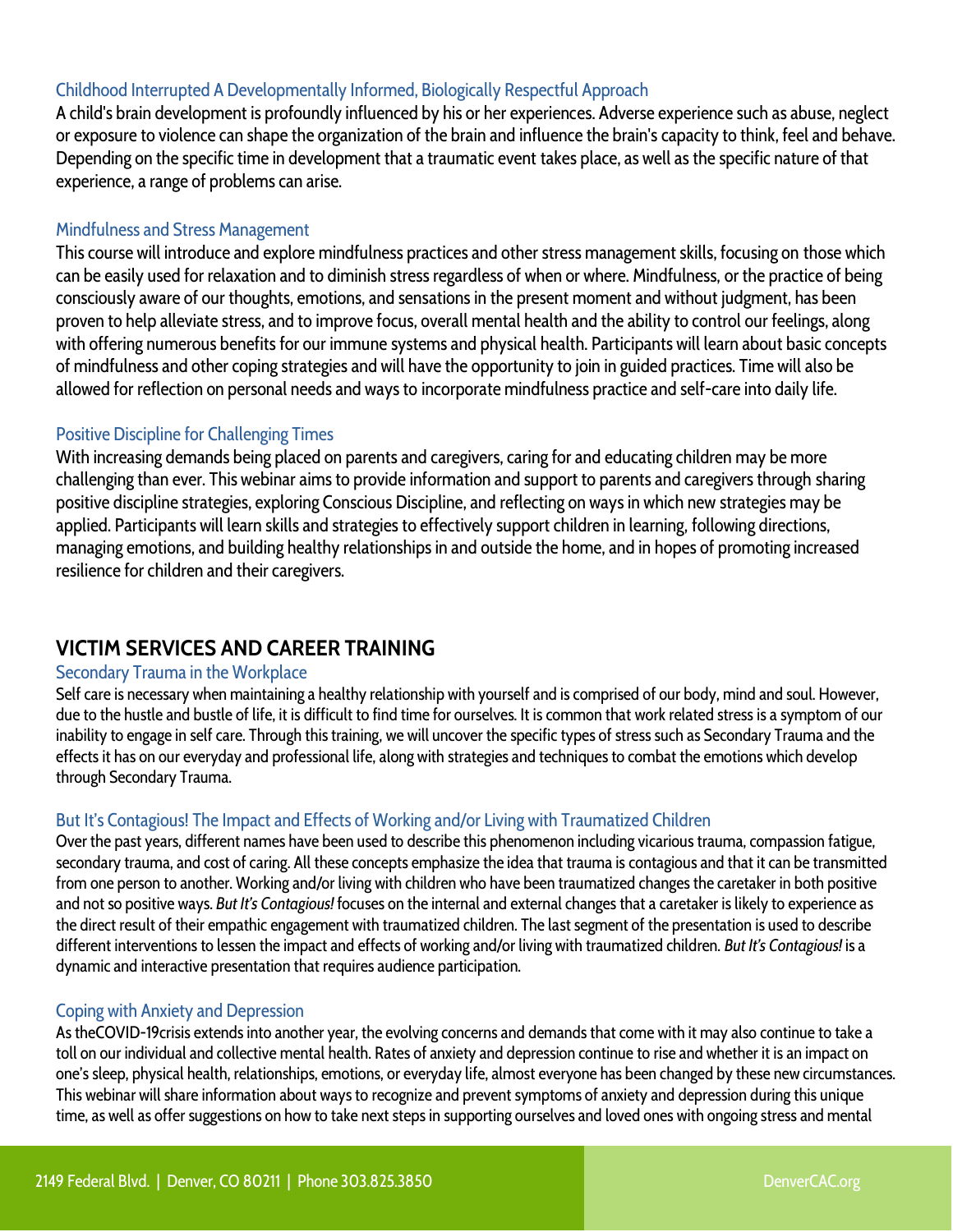### Childhood Interrupted A Developmentally Informed, Biologically Respectful Approach

A child's brain development is profoundly influenced by his or her experiences. Adverse experience such as abuse, neglect or exposure to violence can shape the organization of the brain and influence the brain's capacity to think, feel and behave. Depending on the specific time in development that a traumatic event takes place, as well as the specific nature of that experience, a range of problems can arise.

### Mindfulness and Stress Management

This course will introduce and explore mindfulness practices and other stress management skills, focusing on those which can be easily used for relaxation and to diminish stress regardless of when or where. Mindfulness, or the practice of being consciously aware of our thoughts, emotions, and sensations in the present moment and without judgment, has been proven to help alleviate stress, and to improve focus, overall mental health and the ability to control our feelings, along with offering numerous benefits for our immune systems and physical health. Participants will learn about basic concepts of mindfulness and other coping strategies and will have the opportunity to join in guided practices. Time will also be allowed for reflection on personal needs and ways to incorporate mindfulness practice and self-care into daily life.

### Positive Discipline for Challenging Times

With increasing demands being placed on parents and caregivers, caring for and educating children may be more challenging than ever. This webinar aims to provide information and support to parents and caregivers through sharing positive discipline strategies, exploring Conscious Discipline, and reflecting on ways in which new strategies may be applied. Participants will learn skills and strategies to effectively support children in learning, following directions, managing emotions, and building healthy relationships in and outside the home, and in hopes of promoting increased resilience for children and their caregivers.

## VICTIM SERVICES AND CAREER TRAINING

### Secondary Trauma in the Workplace

Self care is necessary when maintaining a healthy relationship with yourself and is comprised of our body, mind and soul. However, due to the hustle and bustle of life, it is difficult to find time for ourselves. It is common that work related stress is a symptom of our inability to engage in self care. Through this training, we will uncover the specific types of stress such as Secondary Trauma and the effects it has on our everyday and professional life, along with strategies and techniques to combat the emotions which develop through Secondary Trauma.

### But It's Contagious! The Impact and Effects of Working and/or Living with Traumatized Children

Over the past years, different names have been used to describe this phenomenon including vicarious trauma, compassion fatigue, secondary trauma, and cost of caring. All these concepts emphasize the idea that trauma is contagious and that it can be transmitted from one person to another. Working and/or living with children who have been traumatized changes the caretaker in both positive and not so positive ways. *But It's Contagious!* focuses on the internal and external changes that a caretaker is likely to experience as the direct result of their empathic engagement with traumatized children. The last segment of the presentation is used to describe different interventions to lessen the impact and effects of working and/or living with traumatized children. *But It's Contagious!* is a dynamic and interactive presentation that requires audience participation.

### Coping with Anxiety and Depression

As theCOVID-19crisis extends into another year, the evolving concerns and demands that come with it may also continue to take a toll on our individual and collective mental health. Rates of anxiety and depression continue to rise and whether it is an impact on one's sleep, physical health, relationships, emotions, or everyday life, almost everyone has been changed by these new circumstances. This webinar will share information about ways to recognize and prevent symptoms of anxiety and depression during this unique time, as well as offer suggestions on how to take next steps in supporting ourselves and loved ones with ongoing stress and mental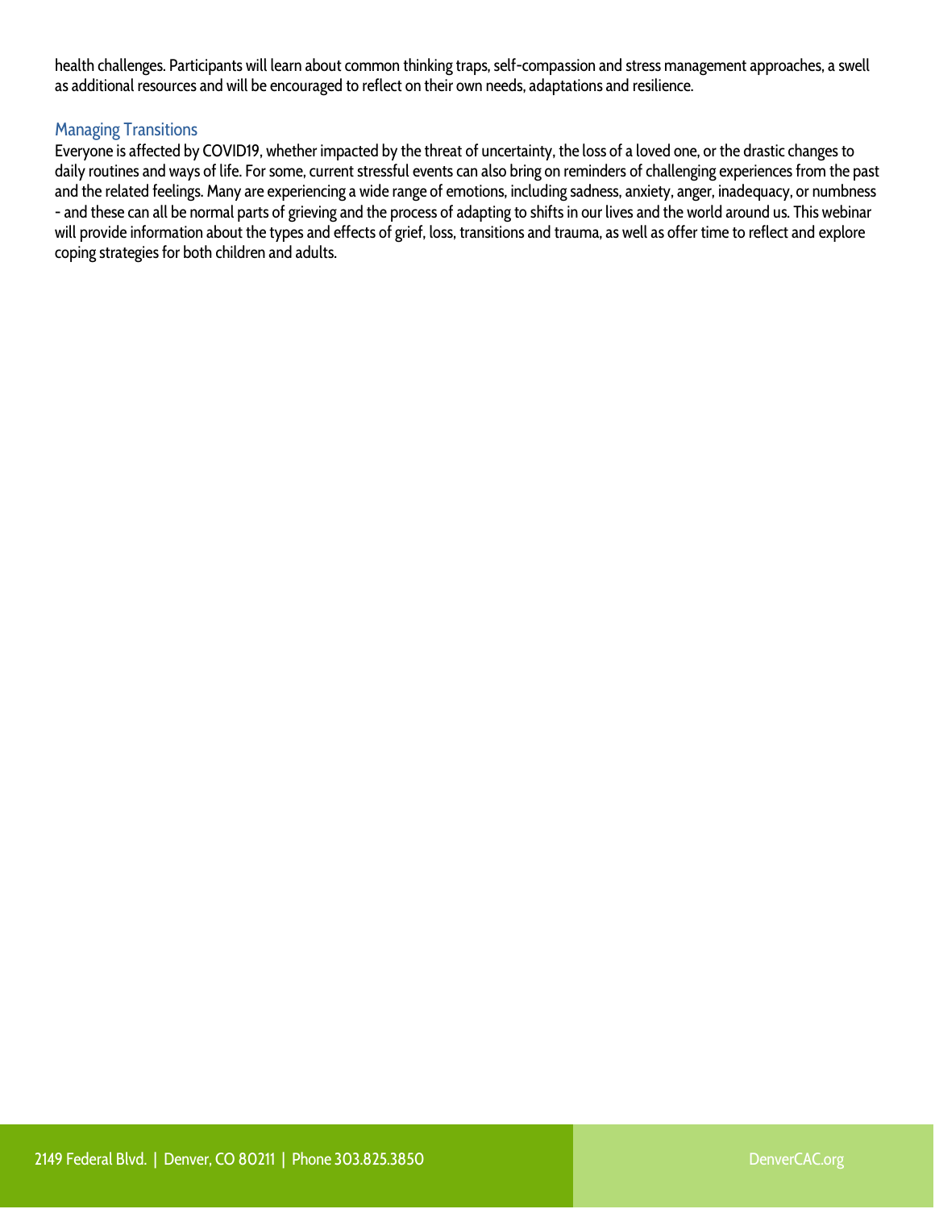health challenges. Participants will learn about common thinking traps, self-compassion and stress management approaches, a swell as additional resources and will be encouraged to reflect on their own needs, adaptations and resilience.

### Managing Transitions

Everyone is affected by COVID19, whether impacted by the threat of uncertainty, the loss of a loved one, or the drastic changes to daily routines and ways of life. For some, current stressful events can also bring on reminders of challenging experiences from the past and the related feelings. Many are experiencing a wide range of emotions, including sadness, anxiety, anger, inadequacy, or numbness - and these can all be normal parts of grieving and the process of adapting to shifts in our lives and the world around us. This webinar will provide information about the types and effects of grief, loss, transitions and trauma, as well as offer time to reflect and explore coping strategies for both children and adults.